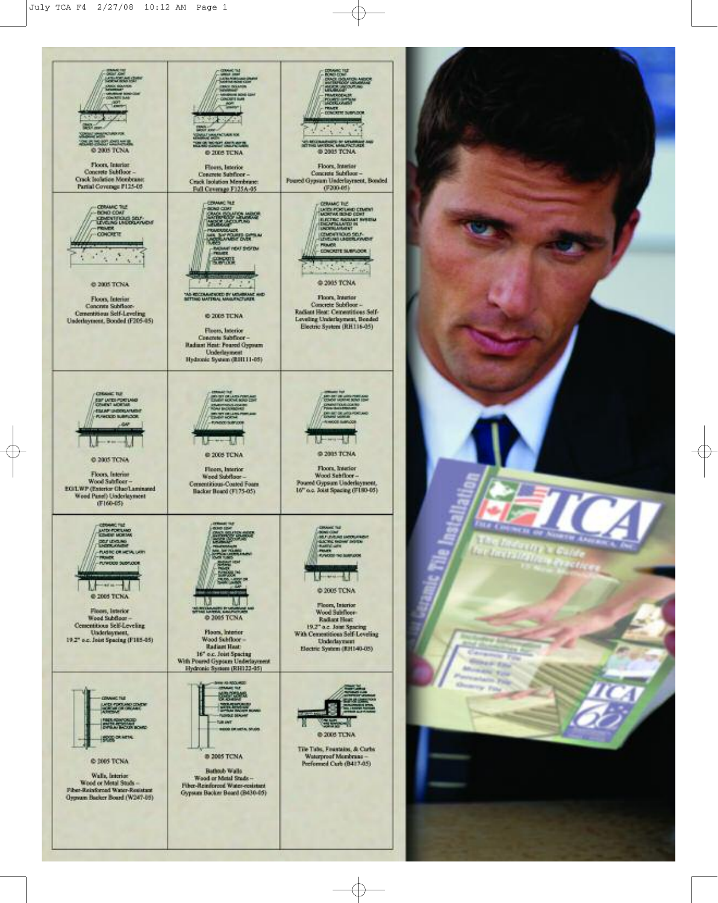© 2005 TCNA

Floors, Interior
Concrete Subfloor –
Crack Isolation Membrane:
Partial Coverage F125-05

© 2005 TCNA

Floors, Interior
Concrete Subfloor –
Crack Isolation Membrane:
Full Coverage F125A-05

© 2005 TCNA

Floors, Interior
Concrete Subfloor –
Poured Gypsum Underlayment, Bonded
(F200-05)

© 2005 TCNA

Floors, Interior
Concrete Subfloor-
Cementitious Self-Leveling
Underlayment, Bonded (F205-05)

© 2005 TCNA

Floors, Interior
Concrete Subfloor –
Radiant Heat: Poured Gypsum
Underlayment
Hydronic System (RH111-05)

© 2005 TCNA

Floors, Interior
Concrete Subfloor –
Radiant Heat: Cementitious Self-
Leveling Underlayment, Bonded
Electric System (RH116-05)

© 2005 TCNA

Floors, Interior
Wood Subfloor –
EGLWP (Exterior Glue Laminated
Wood Panel) Underlayment
(F160-05)

© 2005 TCNA

Floors, Interior
Wood Subfloor –
Cementitious-Coated Foam
Backer Board (F175-05)

© 2005 TCNA

Floors, Interior
Wood Subfloor –
Poured Gypsum Underlayment,
16" o.c. Joist Spacing (F180-05)

© 2005 TCNA

Floors, Interior
Wood Subfloor –
Cementitious Self-Leveling
Underlayment,
19.2" o.c. Joist Spacing (F185-05)

© 2005 TCNA

Floors, Interior
Wood Subfloor –
Radiant Heat:
16" o.c. Joist Spacing
With Poured Gypsum Underlayment
Hydronic System (RH122-05)

© 2005 TCNA

Floors, Interior
Wood Subfloor-
Radiant Heat:
19.2" o.c. Joist Spacing
With Cementitious Self-Leveling
Underlayment
Electric System (RH140-05)

© 2005 TCNA

Walls, Interior
Wood or Metal Studs –
Fiber-Reinforced Water-Resistant
Gypsum Backer Board (W247-05)

© 2005 TCNA

Bathtub Walls
Wood or Metal Studs –
Fiber-Reinforced Water-resistant
Gypsum Backer Board (B430-05)

© 2005 TCNA

Tile Tubs, Fountains, & Curbs
Waterproof Membrane –
Preformed Curb (B417-05)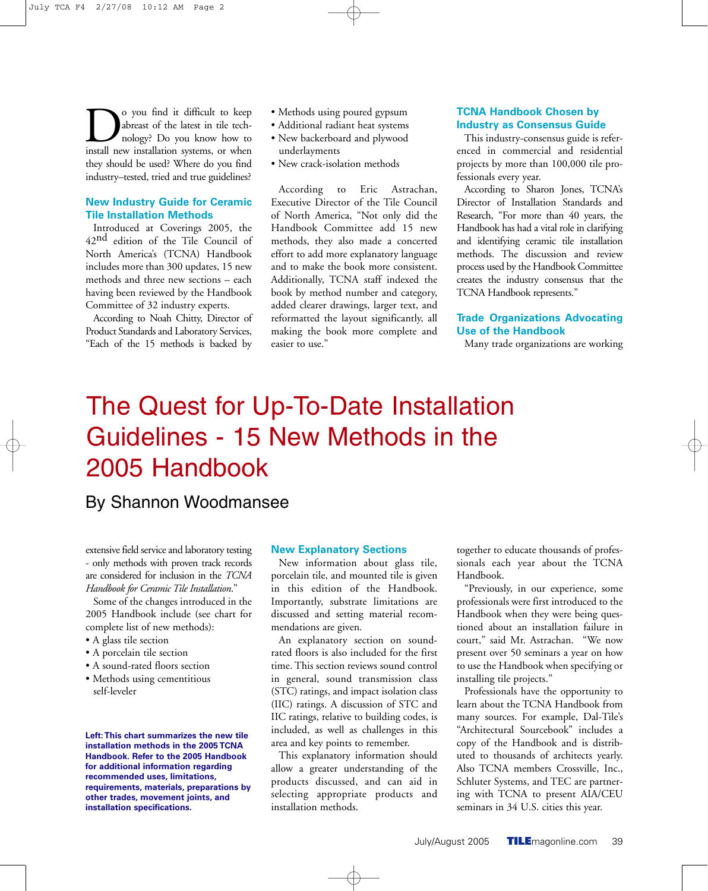# The Quest for Up-To-Date Installation Guidelines - 15 New Methods in the 2005 Handbook

By Shannon Woodmansee

Do you find it difficult to keep abreast of the latest in tile technology? Do you know how to install new installation systems, or when they should be used? Where do you find industry–tested, tried and true guidelines?

### New Industry Guide for Ceramic Tile Installation Methods

Introduced at Coverings 2005, the 42nd edition of the Tile Council of North America's (TCNA) Handbook includes more than 300 updates, 15 new methods and three new sections – each having been reviewed by the Handbook Committee of 32 industry experts.

According to Noah Chitty, Director of Product Standards and Laboratory Services, "Each of the 15 methods is backed by extensive field service and laboratory testing - only methods with proven track records are considered for inclusion in the *TCNA Handbook for Ceramic Tile Installation*."

Some of the changes introduced in the 2005 Handbook include (see chart for complete list of new methods):

- A glass tile section
- A porcelain tile section
- A sound-rated floors section
- Methods using cementitious self-leveler
- Methods using poured gypsum
- Additional radiant heat systems
- New backerboard and plywood underlayments
- New crack-isolation methods

According to Eric Astrachan, Executive Director of the Tile Council of North America, "Not only did the Handbook Committee add 15 new methods, they also made a concerted effort to add more explanatory language and to make the book more consistent. Additionally, TCNA staff indexed the book by method number and category, added clearer drawings, larger text, and reformatted the layout significantly, all making the book more complete and easier to use."

### New Explanatory Sections

New information about glass tile, porcelain tile, and mounted tile is given in this edition of the Handbook. Importantly, substrate limitations are discussed and setting material recommendations are given.

An explanatory section on sound-rated floors is also included for the first time. This section reviews sound control in general, sound transmission class (STC) ratings, and impact isolation class (IIC) ratings. A discussion of STC and IIC ratings, relative to building codes, is included, as well as challenges in this area and key points to remember.

This explanatory information should allow a greater understanding of the products discussed, and can aid in selecting appropriate products and installation methods.

### TCNA Handbook Chosen by Industry as Consensus Guide

This industry-consensus guide is referenced in commercial and residential projects by more than 100,000 tile professionals every year.

According to Sharon Jones, TCNA's Director of Installation Standards and Research, "For more than 40 years, the Handbook has had a vital role in clarifying and identifying ceramic tile installation methods. The discussion and review process used by the Handbook Committee creates the industry consensus that the TCNA Handbook represents."

### Trade Organizations Advocating Use of the Handbook

Many trade organizations are working together to educate thousands of professionals each year about the TCNA Handbook.

"Previously, in our experience, some professionals were first introduced to the Handbook when they were being questioned about an installation failure in court," said Mr. Astrachan. "We now present over 50 seminars a year on how to use the Handbook when specifying or installing tile projects."

Professionals have the opportunity to learn about the TCNA Handbook from many sources. For example, Dal-Tile's "Architectural Sourcebook" includes a copy of the Handbook and is distributed to thousands of architects yearly. Also TCNA members Crossville, Inc., Schluter Systems, and TEC are partnering with TCNA to present AIA/CEU seminars in 34 U.S. cities this year.

**Left: This chart summarizes the new tile installation methods in the 2005 TCNA Handbook. Refer to the 2005 Handbook for additional information regarding recommended uses, limitations, requirements, materials, preparations by other trades, movement joints, and installation specifications.**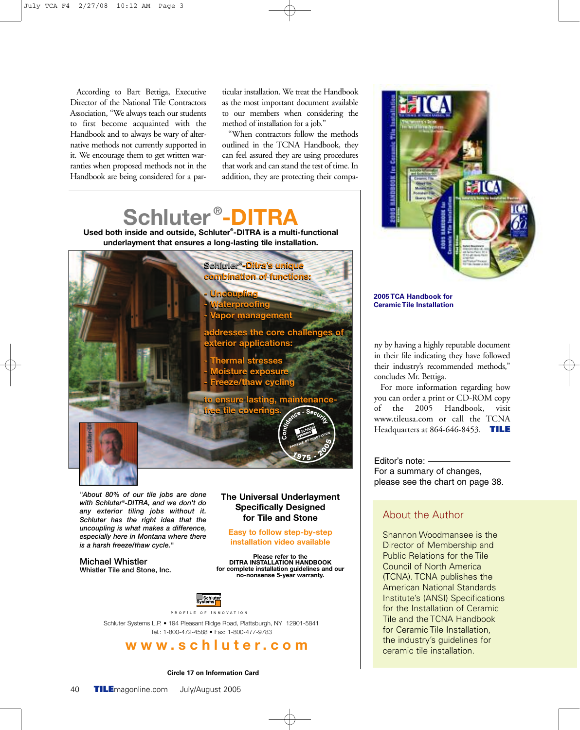According to Bart Bettiga, Executive Director of the National Tile Contractors Association, "We always teach our students to first become acquainted with the Handbook and to always be wary of alternative methods not currently supported in it. We encourage them to get written warranties when proposed methods not in the Handbook are being considered for a particular installation. We treat the Handbook as the most important document available to our members when considering the method of installation for a job."

"When contractors follow the methods outlined in the TCNA Handbook, they can feel assured they are using procedures that work and can stand the test of time. In addition, they are protecting their company by having a highly reputable document in their file indicating they have followed their industry's recommended methods," concludes Mr. Bettiga.

For more information regarding how you can order a print or CD-ROM copy of the 2005 Handbook, visit www.tileusa.com or call the TCNA Headquarters at 864-646-8453. **TILE**

2005 TCA Handbook for Ceramic Tile Installation

Editor's note:
For a summary of changes, please see the chart on page 38.

## About the Author

Shannon Woodmansee is the Director of Membership and Public Relations for the Tile Council of North America (TCNA). TCNA publishes the American National Standards Institute's (ANSI) Specifications for the Installation of Ceramic Tile and the TCNA Handbook for Ceramic Tile Installation, the industry's guidelines for ceramic tile installation.

# Schluter®-DITRA

**Used both inside and outside, Schluter®-DITRA is a multi-functional underlayment that ensures a long-lasting tile installation.**

Schluter®-Ditra's unique combination of functions:

- Uncoupling
- Waterproofing
- Vapor management

addresses the core challenges of exterior applications:

- Thermal stresses
- Moisture exposure
- Freeze/thaw cycling

to ensure lasting, maintenance-free tile coverings.

Confidence - Security · Schluter Systems · Profile of Innovation · 1975 - 2005

*"About 80% of our tile jobs are done with Schluter®-DITRA, and we don't do any exterior tiling jobs without it. Schluter has the right idea that the uncoupling is what makes a difference, especially here in Montana where there is a harsh freeze/thaw cycle."*

Michael Whistler
Whistler Tile and Stone, Inc.

**The Universal Underlayment Specifically Designed for Tile and Stone**

Easy to follow step-by-step installation video available

Please refer to the DITRA INSTALLATION HANDBOOK for complete installation guidelines and our no-nonsense 5-year warranty.

Schluter Systems — PROFILE OF INNOVATION

Schluter Systems L.P. • 194 Pleasant Ridge Road, Plattsburgh, NY 12901-5841
Tel.: 1-800-472-4588 • Fax: 1-800-477-9783

**www.schluter.com**

**Circle 17 on Information Card**